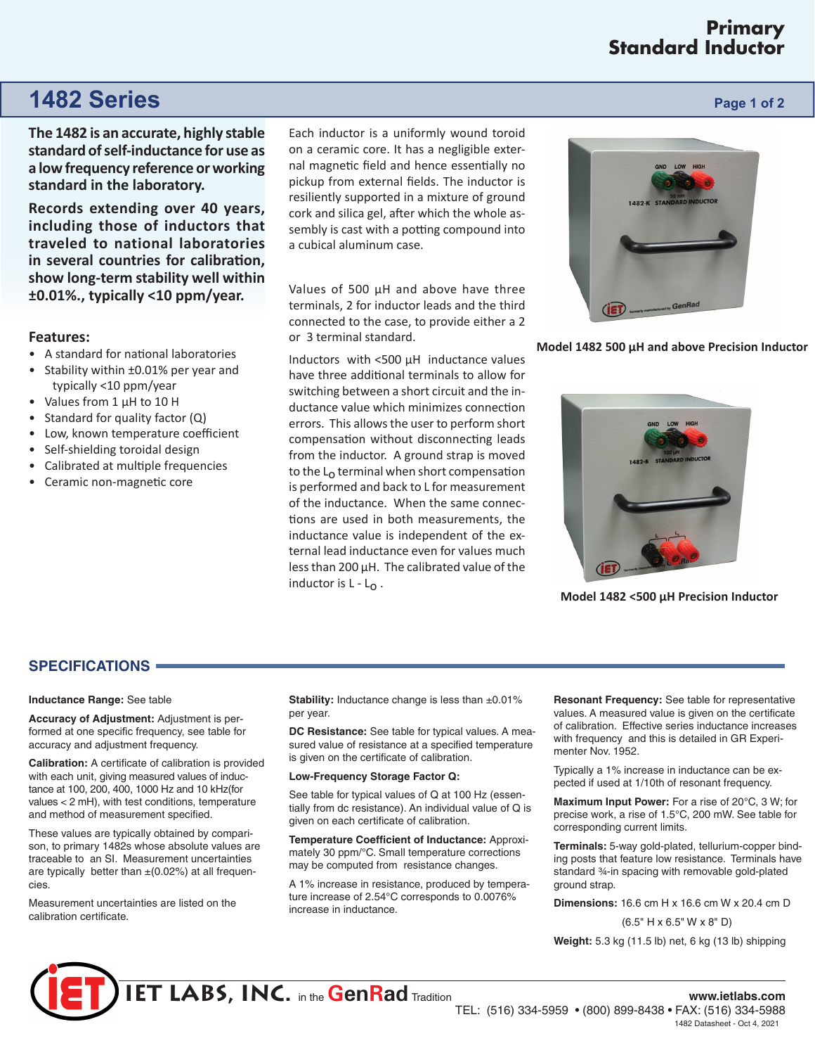# Primary Standard Inductor

## 1482 Series

**The 1482 is an accurate, highly stable standard of self-inductance for use as a low frequency reference or working standard in the laboratory.**

**Records extending over 40 years, including those of inductors that traveled to national laboratories in several countries for calibration, show long-term stability well within ±0.01%., typically <10 ppm/year.**

### Features:

- A standard for national laboratories
- Stability within ±0.01% per year and typically <10 ppm/year
- Values from 1 µH to 10 H
- Standard for quality factor (Q)
- Low, known temperature coefficient
- Self-shielding toroidal design
- Calibrated at multiple frequencies
- Ceramic non-magnetic core

Each inductor is a uniformly wound toroid on a ceramic core. It has a negligible external magnetic field and hence essentially no pickup from external fields. The inductor is resiliently supported in a mixture of ground cork and silica gel, after which the whole assembly is cast with a potting compound into a cubical aluminum case.

Values of 500 µH and above have three terminals, 2 for inductor leads and the third connected to the case, to provide either a 2 or 3 terminal standard.

Inductors with <500 µH inductance values have three additional terminals to allow for switching between a short circuit and the inductance value which minimizes connection errors. This allows the user to perform short compensation without disconnecting leads from the inductor. A ground strap is moved to the $L_O$ terminal when short compensation is performed and back to L for measurement of the inductance. When the same connections are used in both measurements, the inductance value is independent of the external lead inductance even for values much less than 200 µH. The calibrated value of the inductor is $L - L_O$ .

**Model 1482 500 µH and above Precision Inductor**

**Model 1482 <500 µH Precision Inductor**

## SPECIFICATIONS

**Inductance Range:** See table

**Accuracy of Adjustment:** Adjustment is performed at one specific frequency, see table for accuracy and adjustment frequency.

**Calibration:** A certificate of calibration is provided with each unit, giving measured values of inductance at 100, 200, 400, 1000 Hz and 10 kHz(for values < 2 mH), with test conditions, temperature and method of measurement specified.

These values are typically obtained by comparison, to primary 1482s whose absolute values are traceable to an SI. Measurement uncertainties are typically better than ±(0.02%) at all frequencies.

Measurement uncertainties are listed on the calibration certificate.

**Stability:** Inductance change is less than ±0.01% per year.

**DC Resistance:** See table for typical values. A measured value of resistance at a specified temperature is given on the certificate of calibration.

**Low-Frequency Storage Factor Q:**

See table for typical values of Q at 100 Hz (essentially from dc resistance). An individual value of Q is given on each certificate of calibration.

**Temperature Coefficient of Inductance:** Approximately 30 ppm/°C. Small temperature corrections may be computed from resistance changes.

A 1% increase in resistance, produced by temperature increase of 2.54°C corresponds to 0.0076% increase in inductance.

**Resonant Frequency:** See table for representative values. A measured value is given on the certificate of calibration. Effective series inductance increases with frequency and this is detailed in GR Experimenter Nov. 1952.

Typically a 1% increase in inductance can be expected if used at 1/10th of resonant frequency.

**Maximum Input Power:** For a rise of 20°C, 3 W; for precise work, a rise of 1.5°C, 200 mW. See table for corresponding current limits.

**Terminals:** 5-way gold-plated, tellurium-copper binding posts that feature low resistance. Terminals have standard ¾-in spacing with removable gold-plated ground strap.

**Dimensions:** 16.6 cm H x 16.6 cm W x 20.4 cm D (6.5" H x 6.5" W x 8" D)

**Weight:** 5.3 kg (11.5 lb) net, 6 kg (13 lb) shipping

IET LABS, INC. in the GenRad Tradition

www.ietlabs.com

TEL: (516) 334-5959 • (800) 899-8438 • FAX: (516) 334-5988

1482 Datasheet - Oct 4, 2021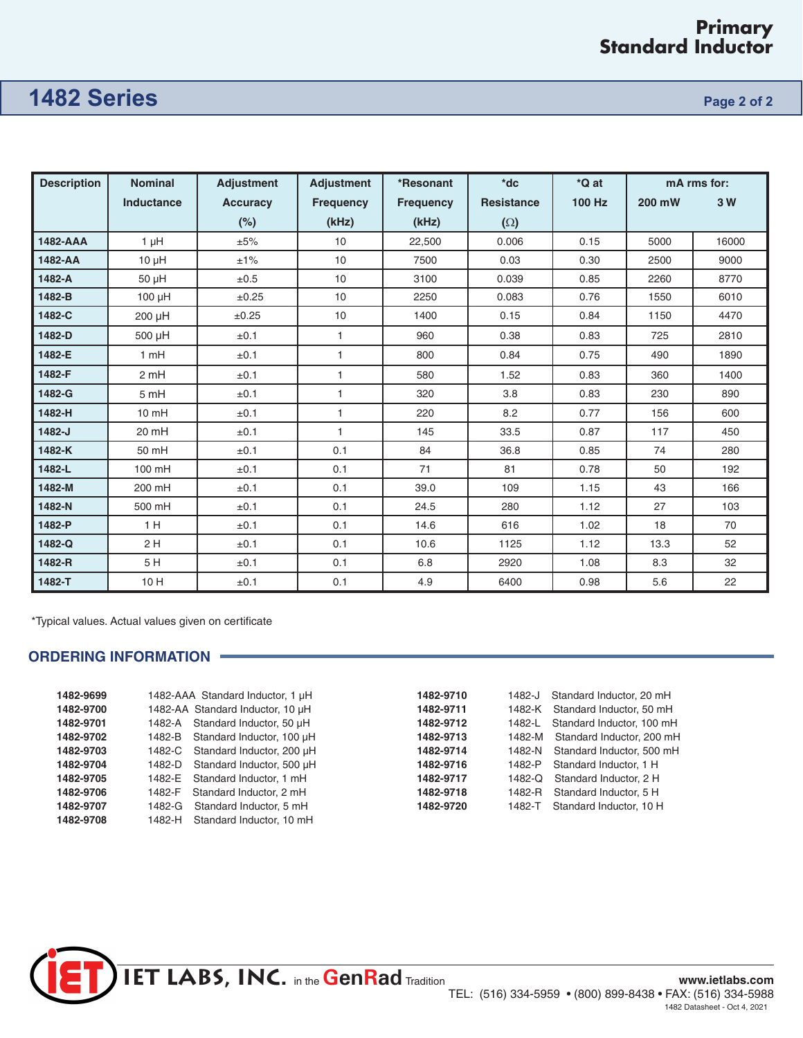| Description | Nominal Inductance | Adjustment Accuracy (%) | Adjustment Frequency (kHz) | *Resonant Frequency (kHz) | *dc Resistance (Ω) | *Q at 100 Hz | mA rms for: 200 mW | 3 W |
|---|---|---|---|---|---|---|---|---|
| 1482-AAA | 1 μH | ±5% | 10 | 22,500 | 0.006 | 0.15 | 5000 | 16000 |
| 1482-AA | 10 μH | ±1% | 10 | 7500 | 0.03 | 0.30 | 2500 | 9000 |
| 1482-A | 50 μH | ±0.5 | 10 | 3100 | 0.039 | 0.85 | 2260 | 8770 |
| 1482-B | 100 μH | ±0.25 | 10 | 2250 | 0.083 | 0.76 | 1550 | 6010 |
| 1482-C | 200 μH | ±0.25 | 10 | 1400 | 0.15 | 0.84 | 1150 | 4470 |
| 1482-D | 500 μH | ±0.1 | 1 | 960 | 0.38 | 0.83 | 725 | 2810 |
| 1482-E | 1 mH | ±0.1 | 1 | 800 | 0.84 | 0.75 | 490 | 1890 |
| 1482-F | 2 mH | ±0.1 | 1 | 580 | 1.52 | 0.83 | 360 | 1400 |
| 1482-G | 5 mH | ±0.1 | 1 | 320 | 3.8 | 0.83 | 230 | 890 |
| 1482-H | 10 mH | ±0.1 | 1 | 220 | 8.2 | 0.77 | 156 | 600 |
| 1482-J | 20 mH | ±0.1 | 1 | 145 | 33.5 | 0.87 | 117 | 450 |
| 1482-K | 50 mH | ±0.1 | 0.1 | 84 | 36.8 | 0.85 | 74 | 280 |
| 1482-L | 100 mH | ±0.1 | 0.1 | 71 | 81 | 0.78 | 50 | 192 |
| 1482-M | 200 mH | ±0.1 | 0.1 | 39.0 | 109 | 1.15 | 43 | 166 |
| 1482-N | 500 mH | ±0.1 | 0.1 | 24.5 | 280 | 1.12 | 27 | 103 |
| 1482-P | 1 H | ±0.1 | 0.1 | 14.6 | 616 | 1.02 | 18 | 70 |
| 1482-Q | 2 H | ±0.1 | 0.1 | 10.6 | 1125 | 1.12 | 13.3 | 52 |
| 1482-R | 5 H | ±0.1 | 0.1 | 6.8 | 2920 | 1.08 | 8.3 | 32 |
| 1482-T | 10 H | ±0.1 | 0.1 | 4.9 | 6400 | 0.98 | 5.6 | 22 |

*Typical values. Actual values given on certificate

## ORDERING INFORMATION

| | | |
|---|---|---|
| **1482-9699** | 1482-AAA | Standard Inductor, 1 μH |
| **1482-9700** | 1482-AA | Standard Inductor, 10 μH |
| **1482-9701** | 1482-A | Standard Inductor, 50 μH |
| **1482-9702** | 1482-B | Standard Inductor, 100 μH |
| **1482-9703** | 1482-C | Standard Inductor, 200 μH |
| **1482-9704** | 1482-D | Standard Inductor, 500 μH |
| **1482-9705** | 1482-E | Standard Inductor, 1 mH |
| **1482-9706** | 1482-F | Standard Inductor, 2 mH |
| **1482-9707** | 1482-G | Standard Inductor, 5 mH |
| **1482-9708** | 1482-H | Standard Inductor, 10 mH |
| **1482-9710** | 1482-J | Standard Inductor, 20 mH |
| **1482-9711** | 1482-K | Standard Inductor, 50 mH |
| **1482-9712** | 1482-L | Standard Inductor, 100 mH |
| **1482-9713** | 1482-M | Standard Inductor, 200 mH |
| **1482-9714** | 1482-N | Standard Inductor, 500 mH |
| **1482-9716** | 1482-P | Standard Inductor, 1 H |
| **1482-9717** | 1482-Q | Standard Inductor, 2 H |
| **1482-9718** | 1482-R | Standard Inductor, 5 H |
| **1482-9720** | 1482-T | Standard Inductor, 10 H |

IET LABS, INC. in the GenRad Tradition

www.ietlabs.com

TEL: (516) 334-5959 • (800) 899-8438 • FAX: (516) 334-5988

1482 Datasheet - Oct 4, 2021